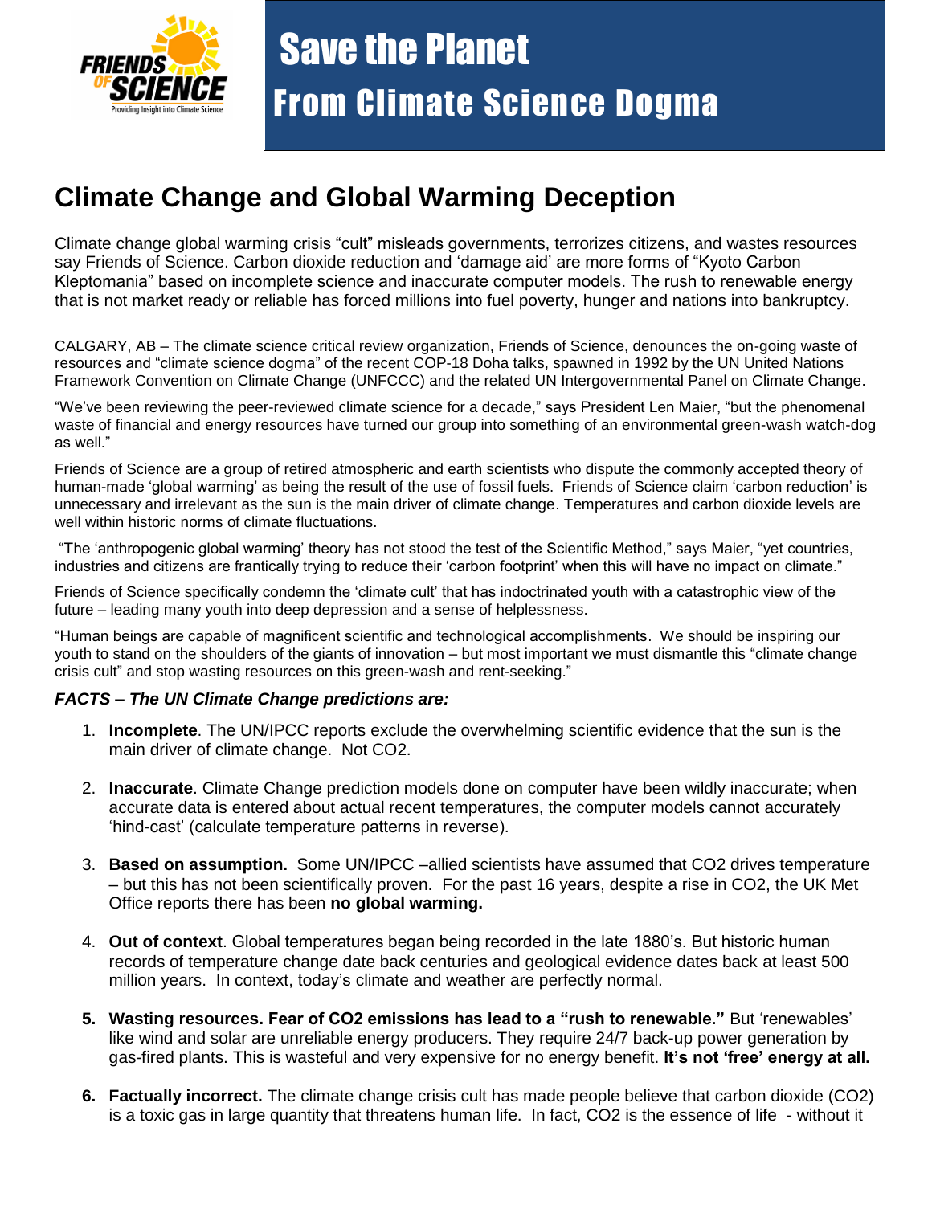FRIENDS OF SCIENCE
Providing Insight into Climate Science

# Save the Planet
# From Climate Science Dogma

## Climate Change and Global Warming Deception

Climate change global warming crisis “cult” misleads governments, terrorizes citizens, and wastes resources say Friends of Science. Carbon dioxide reduction and ‘damage aid’ are more forms of “Kyoto Carbon Kleptomania” based on incomplete science and inaccurate computer models. The rush to renewable energy that is not market ready or reliable has forced millions into fuel poverty, hunger and nations into bankruptcy.

CALGARY, AB – The climate science critical review organization, Friends of Science, denounces the on-going waste of resources and “climate science dogma” of the recent COP-18 Doha talks, spawned in 1992 by the UN United Nations Framework Convention on Climate Change (UNFCCC) and the related UN Intergovernmental Panel on Climate Change.

“We’ve been reviewing the peer-reviewed climate science for a decade,” says President Len Maier, “but the phenomenal waste of financial and energy resources have turned our group into something of an environmental green-wash watch-dog as well.”

Friends of Science are a group of retired atmospheric and earth scientists who dispute the commonly accepted theory of human-made ‘global warming’ as being the result of the use of fossil fuels. Friends of Science claim ‘carbon reduction’ is unnecessary and irrelevant as the sun is the main driver of climate change. Temperatures and carbon dioxide levels are well within historic norms of climate fluctuations.

“The ‘anthropogenic global warming’ theory has not stood the test of the Scientific Method,” says Maier, “yet countries, industries and citizens are frantically trying to reduce their ‘carbon footprint’ when this will have no impact on climate.”

Friends of Science specifically condemn the ‘climate cult’ that has indoctrinated youth with a catastrophic view of the future – leading many youth into deep depression and a sense of helplessness.

“Human beings are capable of magnificent scientific and technological accomplishments. We should be inspiring our youth to stand on the shoulders of the giants of innovation – but most important we must dismantle this “climate change crisis cult” and stop wasting resources on this green-wash and rent-seeking.”

***FACTS – The UN Climate Change predictions are:***

1. **Incomplete**. The UN/IPCC reports exclude the overwhelming scientific evidence that the sun is the main driver of climate change. Not $CO_2$.
2. **Inaccurate**. Climate Change prediction models done on computer have been wildly inaccurate; when accurate data is entered about actual recent temperatures, the computer models cannot accurately ‘hind-cast’ (calculate temperature patterns in reverse).
3. **Based on assumption.** Some UN/IPCC –allied scientists have assumed that $CO_2$ drives temperature – but this has not been scientifically proven. For the past 16 years, despite a rise in $CO_2$, the UK Met Office reports there has been **no global warming.**
4. **Out of context**. Global temperatures began being recorded in the late 1880’s. But historic human records of temperature change date back centuries and geological evidence dates back at least 500 million years. In context, today’s climate and weather are perfectly normal.
5. **Wasting resources. Fear of $CO_2$ emissions has lead to a “rush to renewable.”** But ‘renewables’ like wind and solar are unreliable energy producers. They require 24/7 back-up power generation by gas-fired plants. This is wasteful and very expensive for no energy benefit. **It’s not ‘free’ energy at all.**
6. **Factually incorrect.** The climate change crisis cult has made people believe that carbon dioxide ($CO_2$) is a toxic gas in large quantity that threatens human life. In fact, $CO_2$ is the essence of life - without it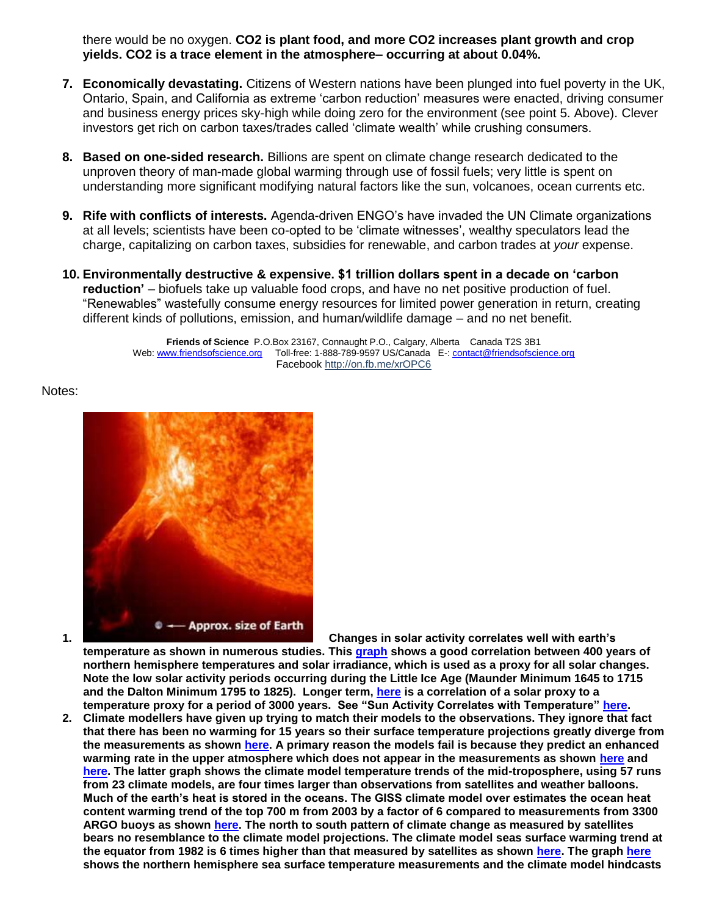there would be no oxygen. **$CO_2$ is plant food, and more $CO_2$ increases plant growth and crop yields. $CO_2$ is a trace element in the atmosphere– occurring at about 0.04%.**

7. **Economically devastating.** Citizens of Western nations have been plunged into fuel poverty in the UK, Ontario, Spain, and California as extreme 'carbon reduction' measures were enacted, driving consumer and business energy prices sky-high while doing zero for the environment (see point 5. Above). Clever investors get rich on carbon taxes/trades called 'climate wealth' while crushing consumers.

8. **Based on one-sided research.** Billions are spent on climate change research dedicated to the unproven theory of man-made global warming through use of fossil fuels; very little is spent on understanding more significant modifying natural factors like the sun, volcanoes, ocean currents etc.

9. **Rife with conflicts of interests.** Agenda-driven ENGO's have invaded the UN Climate organizations at all levels; scientists have been co-opted to be 'climate witnesses', wealthy speculators lead the charge, capitalizing on carbon taxes, subsidies for renewable, and carbon trades at *your* expense.

10. **Environmentally destructive & expensive. $1 trillion dollars spent in a decade on 'carbon reduction'** – biofuels take up valuable food crops, and have no net positive production of fuel. "Renewables" wastefully consume energy resources for limited power generation in return, creating different kinds of pollutions, emission, and human/wildlife damage – and no net benefit.

**Friends of Science** P.O.Box 23167, Connaught P.O., Calgary, Alberta Canada T2S 3B1
Web: www.friendsofscience.org Toll-free: 1-888-789-9597 US/Canada E-: contact@friendsofscience.org
Facebook http://on.fb.me/xrOPC6

Notes:

1. Approx. size of Earth **Changes in solar activity correlates well with earth's temperature as shown in numerous studies. This graph shows a good correlation between 400 years of northern hemisphere temperatures and solar irradiance, which is used as a proxy for all solar changes. Note the low solar activity periods occurring during the Little Ice Age (Maunder Minimum 1645 to 1715 and the Dalton Minimum 1795 to 1825). Longer term, here is a correlation of a solar proxy to a temperature proxy for a period of 3000 years. See "Sun Activity Correlates with Temperature" here.**
2. **Climate modellers have given up trying to match their models to the observations. They ignore that fact that there has been no warming for 15 years so their surface temperature projections greatly diverge from the measurements as shown here. A primary reason the models fail is because they predict an enhanced warming rate in the upper atmosphere which does not appear in the measurements as shown here and here. The latter graph shows the climate model temperature trends of the mid-troposphere, using 57 runs from 23 climate models, are four times larger than observations from satellites and weather balloons. Much of the earth's heat is stored in the oceans. The GISS climate model over estimates the ocean heat content warming trend of the top 700 m from 2003 by a factor of 6 compared to measurements from 3300 ARGO buoys as shown here. The north to south pattern of climate change as measured by satellites bears no resemblance to the climate model projections. The climate model seas surface warming trend at the equator from 1982 is 6 times higher than that measured by satellites as shown here. The graph here shows the northern hemisphere sea surface temperature measurements and the climate model hindcasts**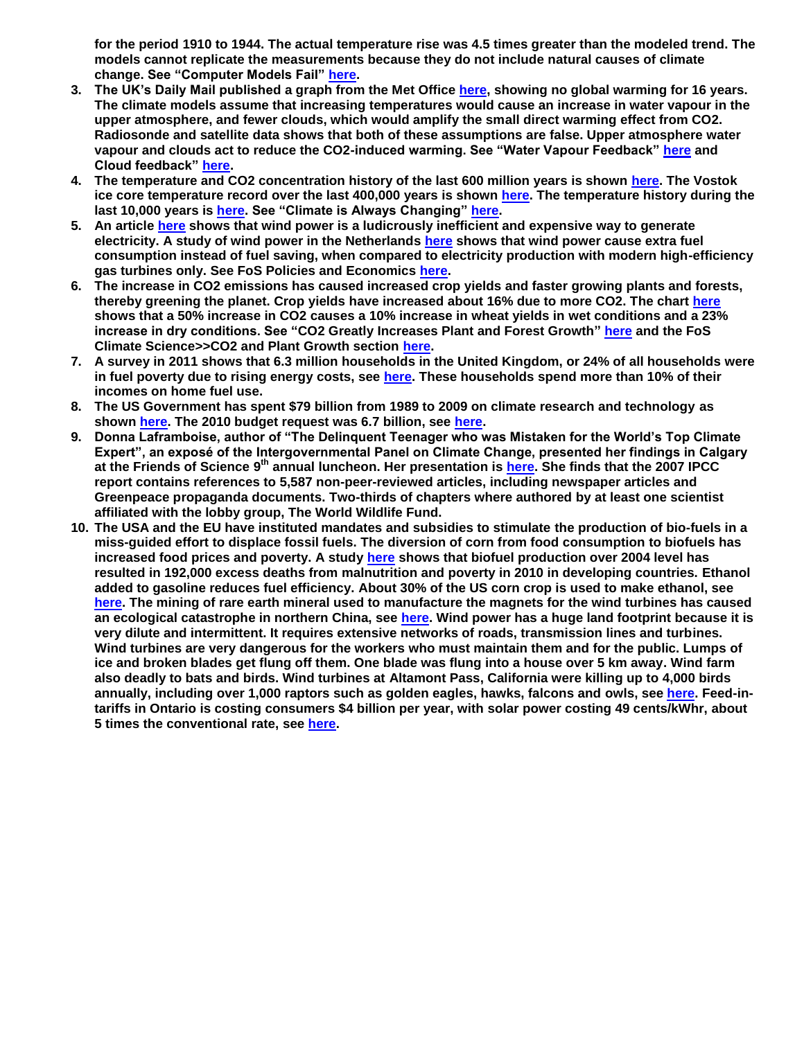**for the period 1910 to 1944. The actual temperature rise was 4.5 times greater than the modeled trend. The models cannot replicate the measurements because they do not include natural causes of climate change. See "Computer Models Fail" here.**

3. **The UK's Daily Mail published a graph from the Met Office here, showing no global warming for 16 years. The climate models assume that increasing temperatures would cause an increase in water vapour in the upper atmosphere, and fewer clouds, which would amplify the small direct warming effect from $CO_2$. Radiosonde and satellite data shows that both of these assumptions are false. Upper atmosphere water vapour and clouds act to reduce the $CO_2$-induced warming. See "Water Vapour Feedback" here and Cloud feedback" here.**
4. **The temperature and $CO_2$ concentration history of the last 600 million years is shown here. The Vostok ice core temperature record over the last 400,000 years is shown here. The temperature history during the last 10,000 years is here. See "Climate is Always Changing" here.**
5. **An article here shows that wind power is a ludicrously inefficient and expensive way to generate electricity. A study of wind power in the Netherlands here shows that wind power cause extra fuel consumption instead of fuel saving, when compared to electricity production with modern high-efficiency gas turbines only. See FoS Policies and Economics here.**
6. **The increase in $CO_2$ emissions has caused increased crop yields and faster growing plants and forests, thereby greening the planet. Crop yields have increased about 16% due to more $CO_2$. The chart here shows that a 50% increase in $CO_2$ causes a 10% increase in wheat yields in wet conditions and a 23% increase in dry conditions. See "$CO_2$ Greatly Increases Plant and Forest Growth" here and the FoS Climate Science>>$CO_2$ and Plant Growth section here.**
7. **A survey in 2011 shows that 6.3 million households in the United Kingdom, or 24% of all households were in fuel poverty due to rising energy costs, see here. These households spend more than 10% of their incomes on home fuel use.**
8. **The US Government has spent \$79 billion from 1989 to 2009 on climate research and technology as shown here. The 2010 budget request was 6.7 billion, see here.**
9. **Donna Laframboise, author of "The Delinquent Teenager who was Mistaken for the World's Top Climate Expert", an exposé of the Intergovernmental Panel on Climate Change, presented her findings in Calgary at the Friends of Science 9th annual luncheon. Her presentation is here. She finds that the 2007 IPCC report contains references to 5,587 non-peer-reviewed articles, including newspaper articles and Greenpeace propaganda documents. Two-thirds of chapters where authored by at least one scientist affiliated with the lobby group, The World Wildlife Fund.**
10. **The USA and the EU have instituted mandates and subsidies to stimulate the production of bio-fuels in a miss-guided effort to displace fossil fuels. The diversion of corn from food consumption to biofuels has increased food prices and poverty. A study here shows that biofuel production over 2004 level has resulted in 192,000 excess deaths from malnutrition and poverty in 2010 in developing countries. Ethanol added to gasoline reduces fuel efficiency. About 30% of the US corn crop is used to make ethanol, see here. The mining of rare earth mineral used to manufacture the magnets for the wind turbines has caused an ecological catastrophe in northern China, see here. Wind power has a huge land footprint because it is very dilute and intermittent. It requires extensive networks of roads, transmission lines and turbines. Wind turbines are very dangerous for the workers who must maintain them and for the public. Lumps of ice and broken blades get flung off them. One blade was flung into a house over 5 km away. Wind farm also deadly to bats and birds. Wind turbines at Altamont Pass, California were killing up to 4,000 birds annually, including over 1,000 raptors such as golden eagles, hawks, falcons and owls, see here. Feed-in-tariffs in Ontario is costing consumers \$4 billion per year, with solar power costing 49 cents/kWhr, about 5 times the conventional rate, see here.**